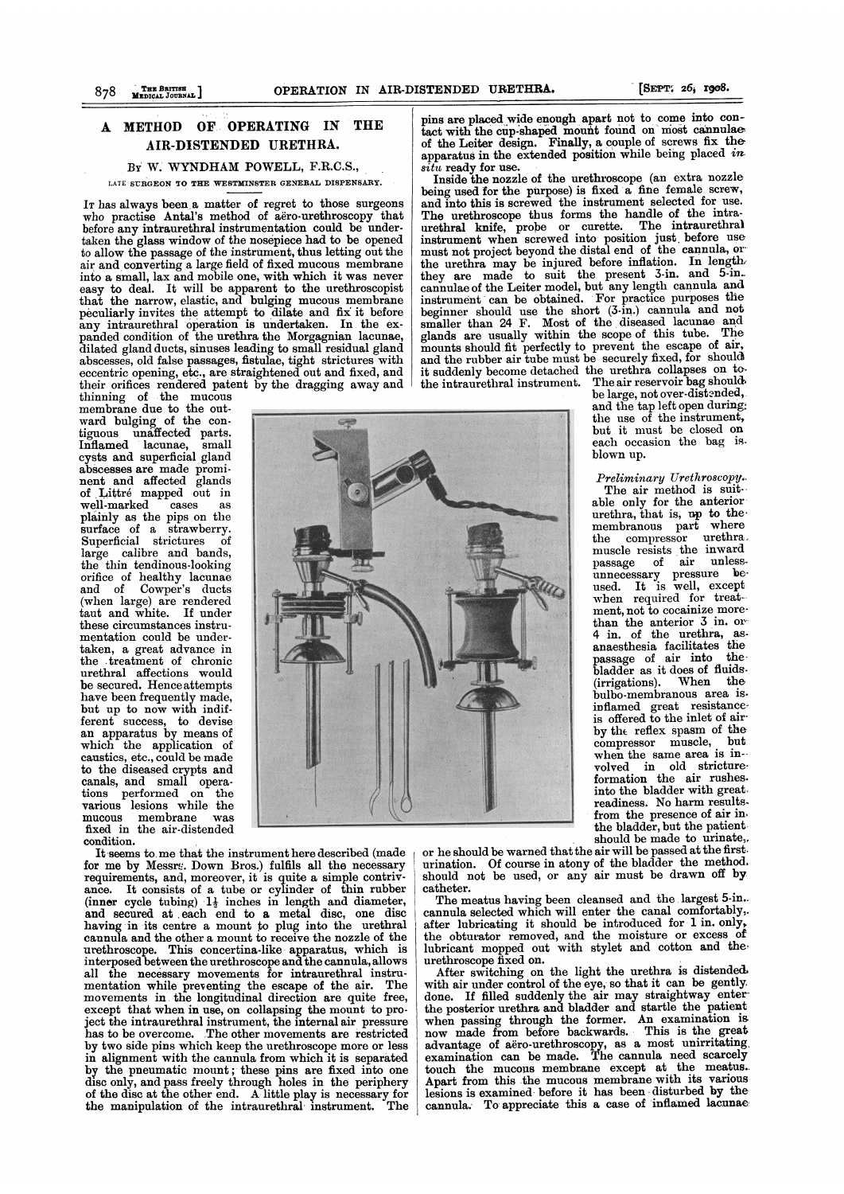# A METHOD OF OPERATING IN THE AIR-DISTENDED URETHRA.

By W. WYNDHAM POWELL, F.R.C.S.,

LATE SURGEON TO THE WESTMINSTER GENERAL DISPENSARY.

It has always been a matter of regret to those surgeons who practise Antal's method of aëro-urethroscopy that before any intraurethral instrumentation could be undertaken the glass window of the nosepiece had to be opened to allow the passage of the instrument, thus letting out the air and converting a large field of fixed mucous membrane into a small, lax and mobile one, with which it was never easy to deal. It will be apparent to the urethroscopist that the narrow, elastic, and bulging mucous membrane peculiarly invites the attempt to dilate and fix it before any intraurethral operation is undertaken. In the expanded condition of the urethra the Morgagnian lacunae, dilated gland ducts, sinuses leading to small residual gland abscesses, old false passages, fistulae, tight strictures with eccentric opening, etc., are straightened out and fixed, and their orifices rendered patent by the dragging away and thinning of the mucous membrane due to the outward bulging of the contiguous unaffected parts. Inflamed lacunae, small cysts and superficial gland abscesses are made prominent and affected glands of Littré mapped out in well-marked cases as plainly as the pips on the surface of a strawberry. Superficial strictures of large calibre and bands, the thin tendinous-looking orifice of healthy lacunae and of Cowper's ducts (when large) are rendered taut and white. If under these circumstances instrumentation could be undertaken, a great advance in the treatment of chronic urethral affections would be secured. Hence attempts have been frequently made, but up to now with indifferent success, to devise an apparatus by means of which the application of caustics, etc., could be made to the diseased crypts and canals, and small operations performed on the various lesions while the mucous membrane was fixed in the air-distended condition.

It seems to me that the instrument here described (made for me by Messrs. Down Bros.) fulfils all the necessary requirements, and, moreover, it is quite a simple contrivance. It consists of a tube or cylinder of thin rubber (inner cycle tubing) 1½ inches in length and diameter, and secured at each end to a metal disc, one disc having in its centre a mount to plug into the urethral cannula and the other a mount to receive the nozzle of the urethroscope. This concertina-like apparatus, which is interposed between the urethroscope and the cannula, allows all the necessary movements for intraurethral instrumentation while preventing the escape of the air. The movements in the longitudinal direction are quite free, except that when in use, on collapsing the mount to project the intraurethral instrument, the internal air pressure has to be overcome. The other movements are restricted by two side pins which keep the urethroscope more or less in alignment with the cannula from which it is separated by the pneumatic mount; these pins are fixed into one disc only, and pass freely through holes in the periphery of the disc at the other end. A little play is necessary for the manipulation of the intraurethral instrument. The pins are placed wide enough apart not to come into contact with the cup-shaped mount found on most cannulae of the Leiter design. Finally, a couple of screws fix the apparatus in the extended position while being placed *in situ* ready for use.

Inside the nozzle of the urethroscope (an extra nozzle being used for the purpose) is fixed a fine female screw, and into this is screwed the instrument selected for use. The urethroscope thus forms the handle of the intraurethral knife, probe or curette. The intraurethral instrument when screwed into position just before use must not project beyond the distal end of the cannula, or the urethra may be injured before inflation. In length they are made to suit the present 3-in. and 5-in. cannulae of the Leiter model, but any length cannula and instrument can be obtained. For practice purposes the beginner should use the short (3-in.) cannula and not smaller than 24 F. Most of the diseased lacunae and glands are usually within the scope of this tube. The mounts should fit perfectly to prevent the escape of air, and the rubber air tube must be securely fixed, for should it suddenly become detached the urethra collapses on to the intraurethral instrument. The air reservoir bag should be large, not over-distended, and the tap left open during the use of the instrument, but it must be closed on each occasion the bag is blown up.

*Preliminary Urethroscopy.*

The air method is suitable only for the anterior urethra, that is, up to the membranous part where the compressor urethra muscle resists the inward passage of air unless unnecessary pressure be used. It is well, except when required for treatment, not to cocainize more than the anterior 3 in. or 4 in. of the urethra, as anaesthesia facilitates the passage of air into the bladder as it does of fluids (irrigations). When the bulbo-membranous area is inflamed great resistance is offered to the inlet of air by the reflex spasm of the compressor muscle, but when the same area is involved in old stricture formation the air rushes into the bladder with great readiness. No harm results from the presence of air in the bladder, but the patient should be made to urinate, or he should be warned that the air will be passed at the first urination. Of course in atony of the bladder the method should not be used, or any air must be drawn off by catheter.

The meatus having been cleansed and the largest 5-in. cannula selected which will enter the canal comfortably, after lubricating it should be introduced for 1 in. only, the obturator removed, and the moisture or excess of lubricant mopped out with stylet and cotton and the urethroscope fixed on.

After switching on the light the urethra is distended with air under control of the eye, so that it can be gently done. If filled suddenly the air may straightway enter the posterior urethra and bladder and startle the patient when passing through the former. An examination is now made from before backwards. This is the great advantage of aëro-urethroscopy, as a most unirritating examination can be made. The cannula need scarcely touch the mucous membrane except at the meatus. Apart from this the mucous membrane with its various lesions is examined before it has been disturbed by the cannula. To appreciate this a case of inflamed lacunae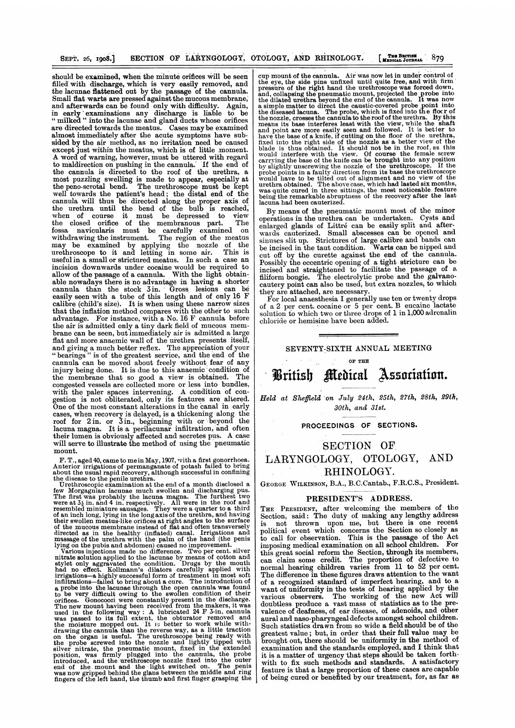should be examined, when the minute orifices will be seen filled with discharge, which is very easily removed, and the lacunae flattened out by the passage of the cannula. Small flat warts are pressed against the mucous membrane, and afterwards can be found only with difficulty. Again, in early examinations any discharge is liable to be "milked" into the lacunae and gland ducts whose orifices are directed towards the meatus. Cases may be examined almost immediately after the acute symptoms have subsided by the air method, as no irritation need be caused except just within the meatus, which is of little moment. A word of warning, however, must be uttered with regard to maldirection on pushing in the cannula. If the end of the cannula is directed to the roof of the urethra, a most puzzling swelling is made to appear, especially at the peno-scrotal bend. The urethroscope must be kept well towards the patient's head; the distal end of the cannula will thus be directed along the proper axis of the urethra until the bend of the bulb is reached, when of course it must be depressed to view the closed orifice of the membranous part. The fossa navicularis must be carefully examined on withdrawing the instrument. The region of the meatus may be examined by applying the nozzle of the urethroscope to it and letting in some air. This is useful in a small or strictured meatus. In such a case an incision downwards under cocaine would be required to allow of the passage of a cannula. With the light obtainable nowadays there is no advantage in having a shorter cannula than the stock 3 in. Gross lesions can be easily seen with a tube of this length and of only 16 F calibre (child's size). It is when using these narrow sizes that the inflation method compares with the other to such advantage. For instance, with a No. 16 F cannula before the air is admitted only a tiny dark field of mucous membrane can be seen, but immediately air is admitted a large flat and more anaemic wall of the urethra presents itself, and giving a much better reflex. The appreciation of your "bearings" is of the greatest service, and the end of the cannula can be moved about freely without fear of any injury being done. It is due to this anaemic condition of the membrane that so good a view is obtained. The congested vessels are collected more or less into bundles, with the paler spaces intervening. A condition of congestion is not obliterated, only its features are altered. One of the most constant alterations in the canal in early cases, when recovery is delayed, is a thickening along the roof for 2 in. or 3 in., beginning with or beyond the lacuna magna. It is a perilacunar infiltration, and often their lumen is obviously affected and secretes pus. A case will serve to illustrate the method of using the pneumatic mount.

F. T., aged 40, came to me in May, 1907, with a first gonorrhoea. Anterior irrigations of permanganate of potash failed to bring about the usual rapid recovery, although successful in confining the disease to the penile urethra.

Urethroscopic examination at the end of a month disclosed a few Morgagnian lacunae much swollen and discharging pus. The first was probably the lacuna magna. The furthest two were at 3½ in. and 4 in. respectively. All were in the roof and resembled miniature sausages. They were a quarter to a third of an inch long, lying in the long axis of the urethra, and having their swollen meatus-like orifices at right angles to the surface of the mucous membrane instead of flat and often transversely directed as in the healthy (inflated) canal. Irrigations and massage of the urethra with the palm of the hand (the penis lying on the pubis and abdomen) caused no improvement.

Various injections made no difference. Two per cent. silver nitrate solution applied to the lacunae by means of cotton and stylet only aggravated the condition. Drugs by the mouth had no effect. Kollmann's dilators carefully applied with irrigations—a highly successful form of treatment in most soft infiltrations—failed to bring about a cure. The introduction of a probe into the lacunae through the open cannula was found to be very difficult owing to the swollen condition of their orifices. Gonococci were constantly present in the discharge. The new mount having been received from the makers, it was used in the following way: A lubricated 24 F 3-in. cannula was passed to its full extent, the obturator removed and the moisture mopped out. It is better to work while withdrawing the cannula than the reverse way, as a little traction on the organ is useful. The urethroscope being ready with the probe screwed into the nozzle and lightly tipped with silver nitrate, the pneumatic mount, fixed in the extended position, was firmly plugged into the cannula, the probe introduced, and the urethroscope nozzle fixed into the outer end of the mount and the light switched on. The penis was now gripped behind the glans between the middle and ring fingers of the left hand, the thumb and first finger grasping the cup mount of the cannula. Air was now let in under control of the eye, the side pins unfixed until quite free, and with firm pressure of the right hand the urethroscope was forced down, and, collapsing the pneumatic mount, projected the probe into the dilated urethra beyond the end of the cannula. It was now a simple matter to direct the caustic-covered probe point into the diseased lacuna. The probe, which is fixed into the floor of the nozzle, crosses the cannula to the roof of the urethra. By this means its base interferes least with the view, while the shaft and point are more easily seen and followed. It is better to have the base of a knife, if cutting on the floor of the urethra, fixed into the right side of the nozzle as a better view of the blade is thus obtained. It should not be in the roof, as this would interfere with the view. Of course the female screw carrying the base of the knife can be brought into any position by slightly unscrewing the nozzle of the urethroscope. If the probe points in a faulty direction from its base the urethroscope would have to be tilted out of alignment and no view of the urethra obtained. The above case, which had lasted six months, was quite cured in three sittings, the most noticeable feature being the remarkable abruptness of the recovery after the last lacuna had been cauterized.

By means of the pneumatic mount most of the minor operations in the urethra can be undertaken. Cysts and enlarged glands of Littré can be easily split and afterwards cauterized. Small abscesses can be opened and sinuses slit up. Strictures of large calibre and bands can be incised in the taut condition. Warts can be nipped and cut off by the curette against the end of the cannula. Possibly the eccentric opening of a tight stricture can be incised and straightened to facilitate the passage of a filiform bougie. The electrolytic probe and the galvanocautery point can also be used, but extra nozzles, to which they are attached, are necessary.

For local anaesthesia I generally use ten or twenty drops of a 2 per cent. cocaine or 5 per cent. B eucaine lactate solution to which two or three drops of 1 in 1,000 adrenalin chloride or hemisine have been added.

---

## SEVENTY-SIXTH ANNUAL MEETING

OF THE

# British Medical Association.

*Held at Sheffield on July 24th, 25th, 27th, 28th, 29th, 30th, and 31st.*

### PROCEEDINGS OF SECTIONS.

## SECTION OF LARYNGOLOGY, OTOLOGY, AND RHINOLOGY.

GEORGE WILKINSON, B.A., B.C.Cantab., F.R.C.S., President.

### PRESIDENT'S ADDRESS.

THE PRESIDENT, after welcoming the members of the Section, said: The duty of making any lengthy address is not thrown upon me, but there is one recent political event which concerns the Section so closely as to call for observation. This is the passage of the Act imposing medical examination on all school children. For this great social reform the Section, through its members, can claim some credit. The proportion of defective to normal hearing children varies from 11 to 52 per cent. The difference in these figures draws attention to the want of a recognized standard of imperfect hearing, and to a want of uniformity in the tests of hearing applied by the various observers. The working of the new Act will doubtless produce a vast mass of statistics as to the prevalence of deafness, of ear disease, of adenoids, and other aural and naso-pharyngeal defects amongst school children. Such statistics drawn from so wide a field should be of the greatest value; but, in order that their full value may be brought out, there should be uniformity in the method of examination and the standards employed, and I think that it is a matter of urgency that steps should be taken forthwith to fix such methods and standards. A satisfactory feature is that a large proportion of these cases are capable of being cured or benefited by our treatment, for, as far as